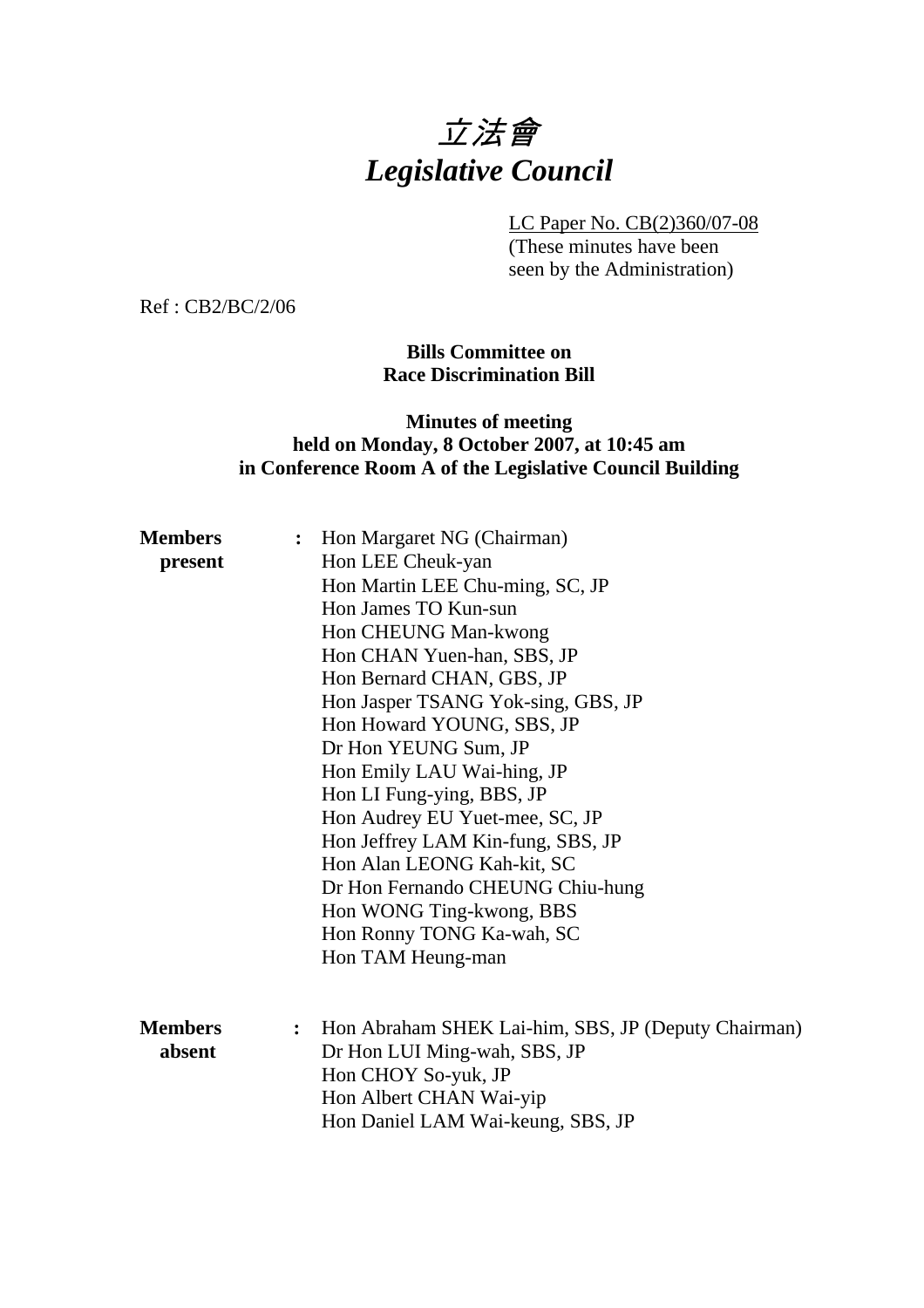# *立法會*
# *Legislative Council*

LC Paper No. CB(2)360/07-08
(These minutes have been seen by the Administration)

Ref : CB2/BC/2/06

**Bills Committee on**
**Race Discrimination Bill**

**Minutes of meeting**
**held on Monday, 8 October 2007, at 10:45 am**
**in Conference Room A of the Legislative Council Building**

**Members present** :
Hon Margaret NG (Chairman)
Hon LEE Cheuk-yan
Hon Martin LEE Chu-ming, SC, JP
Hon James TO Kun-sun
Hon CHEUNG Man-kwong
Hon CHAN Yuen-han, SBS, JP
Hon Bernard CHAN, GBS, JP
Hon Jasper TSANG Yok-sing, GBS, JP
Hon Howard YOUNG, SBS, JP
Dr Hon YEUNG Sum, JP
Hon Emily LAU Wai-hing, JP
Hon LI Fung-ying, BBS, JP
Hon Audrey EU Yuet-mee, SC, JP
Hon Jeffrey LAM Kin-fung, SBS, JP
Hon Alan LEONG Kah-kit, SC
Dr Hon Fernando CHEUNG Chiu-hung
Hon WONG Ting-kwong, BBS
Hon Ronny TONG Ka-wah, SC
Hon TAM Heung-man

**Members absent** :
Hon Abraham SHEK Lai-him, SBS, JP (Deputy Chairman)
Dr Hon LUI Ming-wah, SBS, JP
Hon CHOY So-yuk, JP
Hon Albert CHAN Wai-yip
Hon Daniel LAM Wai-keung, SBS, JP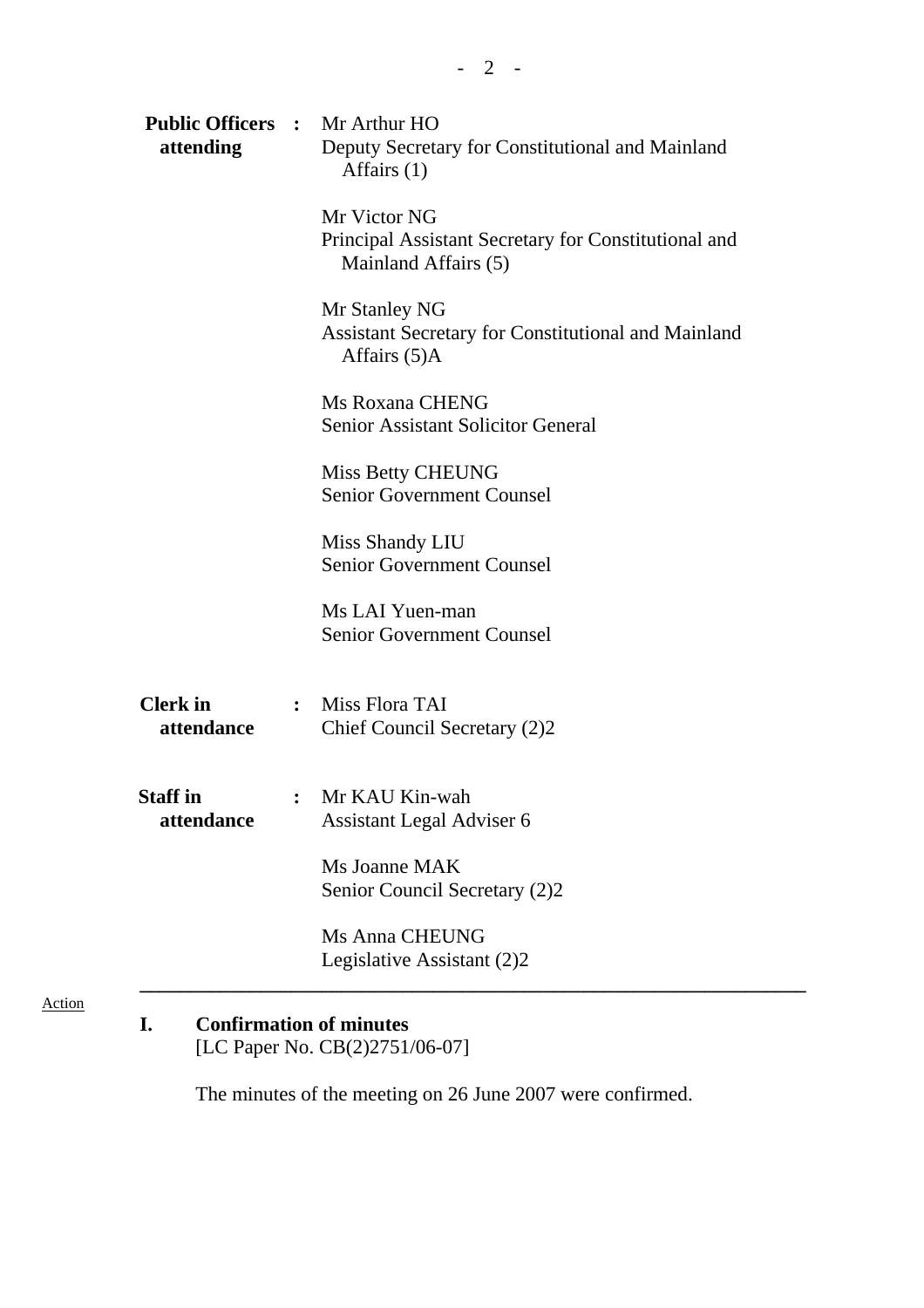**Public Officers attending** : Mr Arthur HO
Deputy Secretary for Constitutional and Mainland Affairs (1)

Mr Victor NG
Principal Assistant Secretary for Constitutional and Mainland Affairs (5)

Mr Stanley NG
Assistant Secretary for Constitutional and Mainland Affairs (5)A

Ms Roxana CHENG
Senior Assistant Solicitor General

Miss Betty CHEUNG
Senior Government Counsel

Miss Shandy LIU
Senior Government Counsel

Ms LAI Yuen-man
Senior Government Counsel

**Clerk in attendance** : Miss Flora TAI
Chief Council Secretary (2)2

**Staff in attendance** : Mr KAU Kin-wah
Assistant Legal Adviser 6

Ms Joanne MAK
Senior Council Secretary (2)2

Ms Anna CHEUNG
Legislative Assistant (2)2

---

Action

**I. Confirmation of minutes**
[LC Paper No. CB(2)2751/06-07]

The minutes of the meeting on 26 June 2007 were confirmed.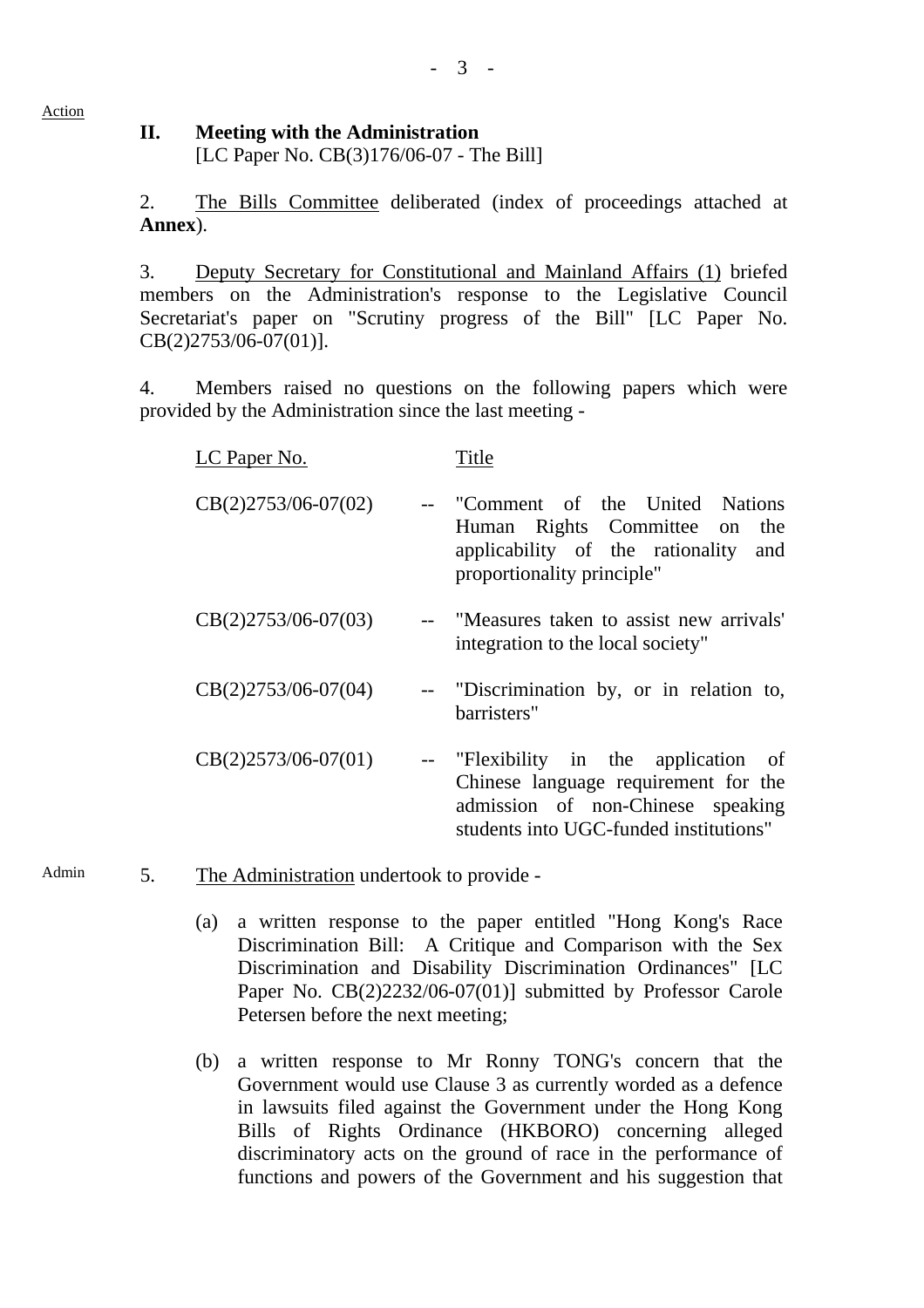Action

**II. Meeting with the Administration**
[LC Paper No. CB(3)176/06-07 - The Bill]

2. The Bills Committee deliberated (index of proceedings attached at **Annex**).

3. Deputy Secretary for Constitutional and Mainland Affairs (1) briefed members on the Administration's response to the Legislative Council Secretariat's paper on "Scrutiny progress of the Bill" [LC Paper No. CB(2)2753/06-07(01)].

4. Members raised no questions on the following papers which were provided by the Administration since the last meeting -

| LC Paper No. | | Title |
|---|---|---|
| CB(2)2753/06-07(02) | -- | "Comment of the United Nations Human Rights Committee on the applicability of the rationality and proportionality principle" |
| CB(2)2753/06-07(03) | -- | "Measures taken to assist new arrivals' integration to the local society" |
| CB(2)2753/06-07(04) | -- | "Discrimination by, or in relation to, barristers" |
| CB(2)2573/06-07(01) | -- | "Flexibility in the application of Chinese language requirement for the admission of non-Chinese speaking students into UGC-funded institutions" |

Admin

5. The Administration undertook to provide -

(a) a written response to the paper entitled "Hong Kong's Race Discrimination Bill: A Critique and Comparison with the Sex Discrimination and Disability Discrimination Ordinances" [LC Paper No. CB(2)2232/06-07(01)] submitted by Professor Carole Petersen before the next meeting;

(b) a written response to Mr Ronny TONG's concern that the Government would use Clause 3 as currently worded as a defence in lawsuits filed against the Government under the Hong Kong Bills of Rights Ordinance (HKBORO) concerning alleged discriminatory acts on the ground of race in the performance of functions and powers of the Government and his suggestion that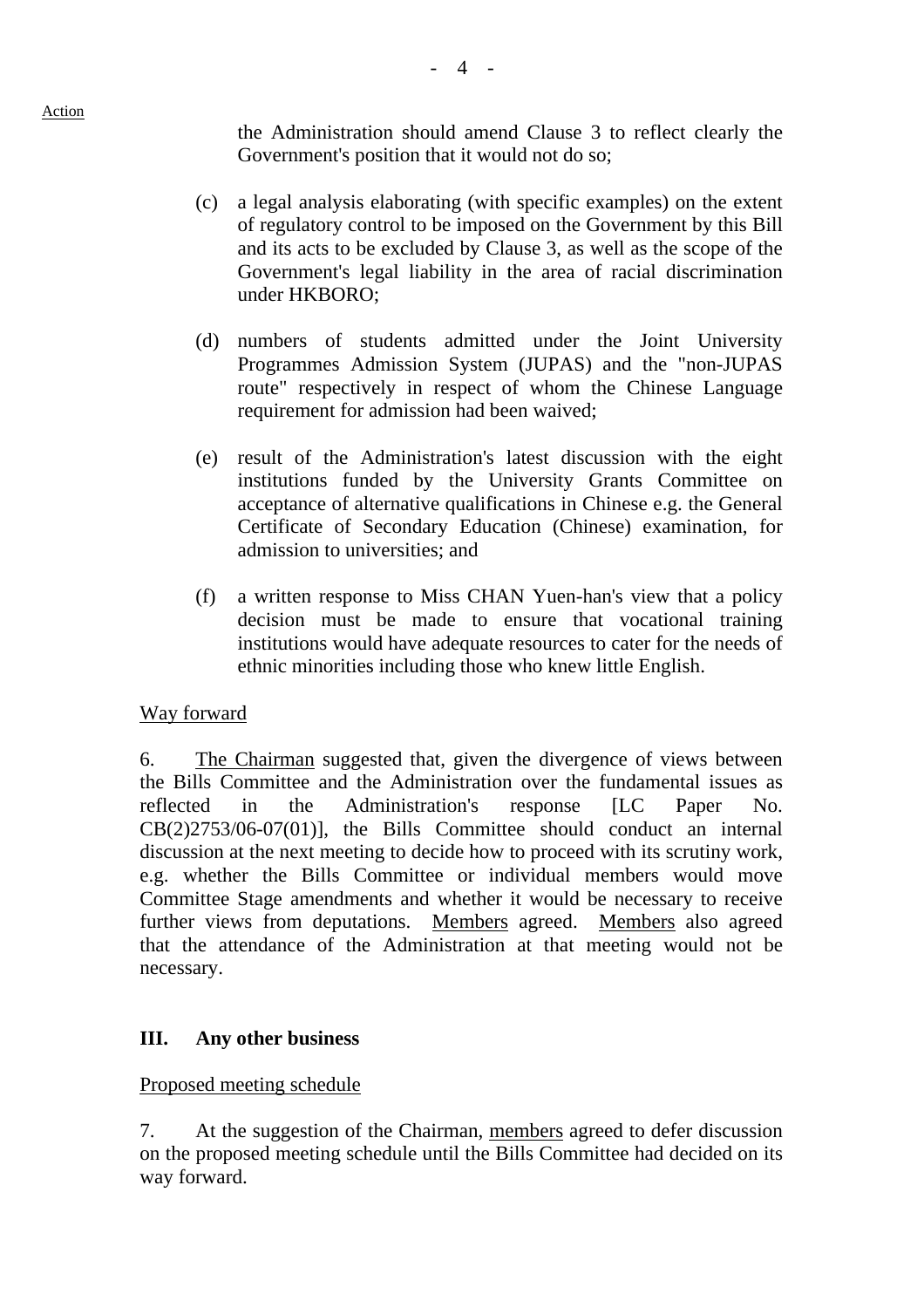Action

the Administration should amend Clause 3 to reflect clearly the Government's position that it would not do so;

(c) a legal analysis elaborating (with specific examples) on the extent of regulatory control to be imposed on the Government by this Bill and its acts to be excluded by Clause 3, as well as the scope of the Government's legal liability in the area of racial discrimination under HKBORO;

(d) numbers of students admitted under the Joint University Programmes Admission System (JUPAS) and the "non-JUPAS route" respectively in respect of whom the Chinese Language requirement for admission had been waived;

(e) result of the Administration's latest discussion with the eight institutions funded by the University Grants Committee on acceptance of alternative qualifications in Chinese e.g. the General Certificate of Secondary Education (Chinese) examination, for admission to universities; and

(f) a written response to Miss CHAN Yuen-han's view that a policy decision must be made to ensure that vocational training institutions would have adequate resources to cater for the needs of ethnic minorities including those who knew little English.

Way forward

6. The Chairman suggested that, given the divergence of views between the Bills Committee and the Administration over the fundamental issues as reflected in the Administration's response [LC Paper No. CB(2)2753/06-07(01)], the Bills Committee should conduct an internal discussion at the next meeting to decide how to proceed with its scrutiny work, e.g. whether the Bills Committee or individual members would move Committee Stage amendments and whether it would be necessary to receive further views from deputations. Members agreed. Members also agreed that the attendance of the Administration at that meeting would not be necessary.

## III. Any other business

Proposed meeting schedule

7. At the suggestion of the Chairman, members agreed to defer discussion on the proposed meeting schedule until the Bills Committee had decided on its way forward.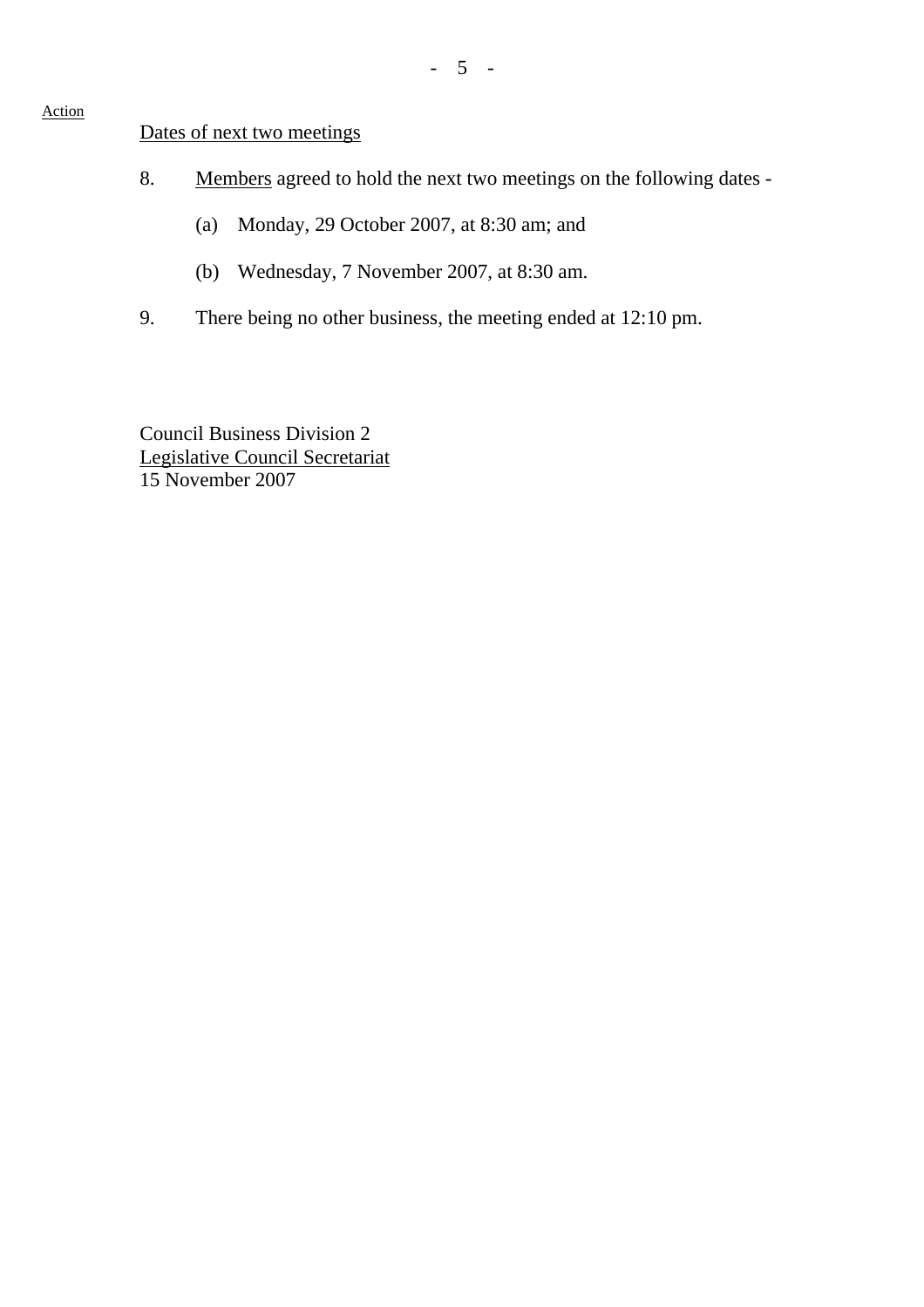Action

Dates of next two meetings

8. Members agreed to hold the next two meetings on the following dates -

(a) Monday, 29 October 2007, at 8:30 am; and

(b) Wednesday, 7 November 2007, at 8:30 am.

9. There being no other business, the meeting ended at 12:10 pm.

Council Business Division 2
Legislative Council Secretariat
15 November 2007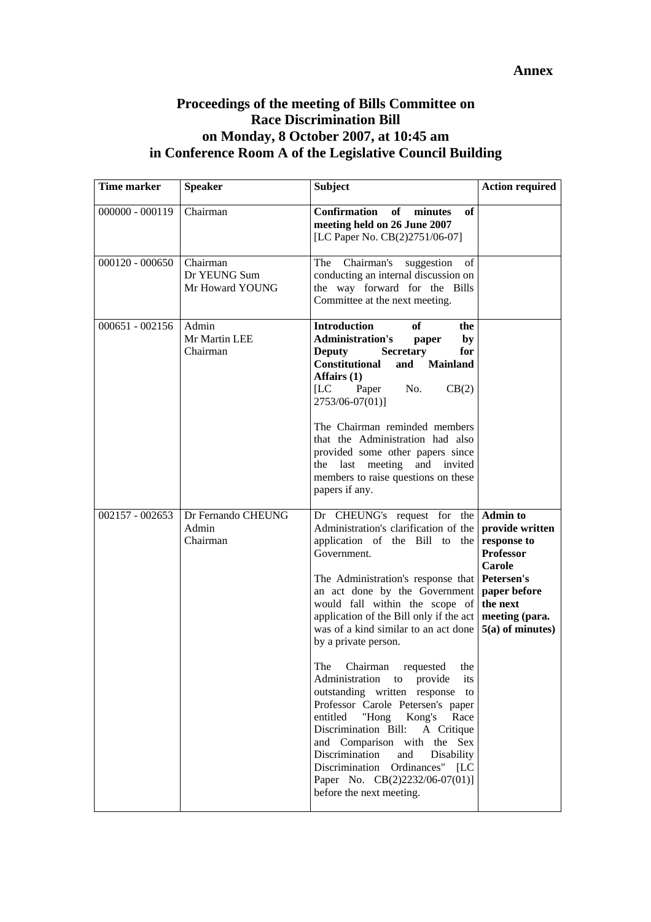**Annex**

# Proceedings of the meeting of Bills Committee on Race Discrimination Bill on Monday, 8 October 2007, at 10:45 am in Conference Room A of the Legislative Council Building

| Time marker | Speaker | Subject | Action required |
|---|---|---|---|
| 000000 - 000119 | Chairman | **Confirmation of minutes of meeting held on 26 June 2007** [LC Paper No. CB(2)2751/06-07] | |
| 000120 - 000650 | Chairman<br>Dr YEUNG Sum<br>Mr Howard YOUNG | The Chairman's suggestion of conducting an internal discussion on the way forward for the Bills Committee at the next meeting. | |
| 000651 - 002156 | Admin<br>Mr Martin LEE<br>Chairman | **Introduction of the Administration's paper by Deputy Secretary for Constitutional and Mainland Affairs (1)** [LC Paper No. CB(2) 2753/06-07(01)]<br><br>The Chairman reminded members that the Administration had also provided some other papers since the last meeting and invited members to raise questions on these papers if any. | |
| 002157 - 002653 | Dr Fernando CHEUNG<br>Admin<br>Chairman | Dr CHEUNG's request for the Administration's clarification of the application of the Bill to the Government.<br><br>The Administration's response that an act done by the Government would fall within the scope of application of the Bill only if the act was of a kind similar to an act done by a private person.<br><br>The Chairman requested the Administration to provide its outstanding written response to Professor Carole Petersen's paper entitled "Hong Kong's Race Discrimination Bill: A Critique and Comparison with the Sex Discrimination and Disability Discrimination Ordinances" [LC Paper No. CB(2)2232/06-07(01)] before the next meeting. | **Admin to provide written response to Professor Carole Petersen's paper before the next meeting (para. 5(a) of minutes)** |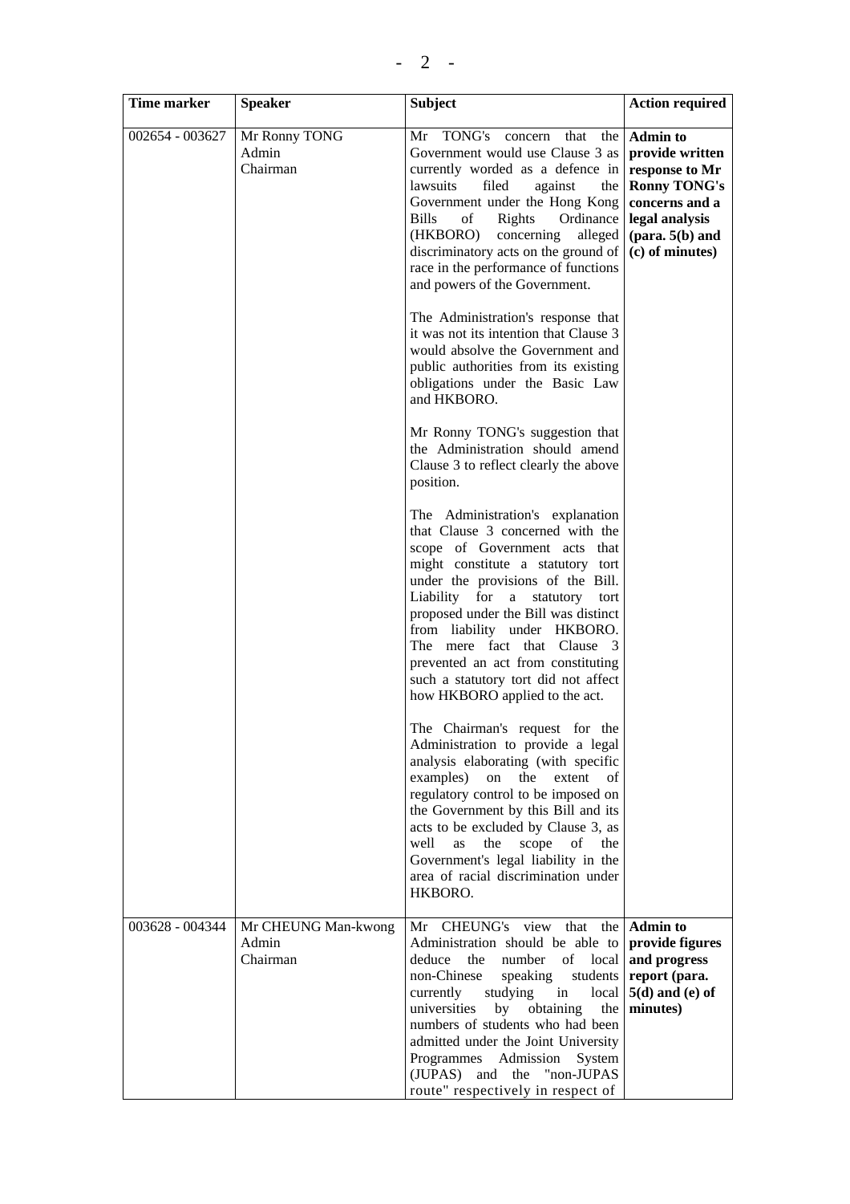| Time marker | Speaker | Subject | Action required |
| --- | --- | --- | --- |
| 002654 - 003627 | Mr Ronny TONG<br>Admin<br>Chairman | Mr TONG's concern that the Government would use Clause 3 as currently worded as a defence in lawsuits filed against the Government under the Hong Kong Bills of Rights Ordinance (HKBORO) concerning alleged discriminatory acts on the ground of race in the performance of functions and powers of the Government.<br><br>The Administration's response that it was not its intention that Clause 3 would absolve the Government and public authorities from its existing obligations under the Basic Law and HKBORO.<br><br>Mr Ronny TONG's suggestion that the Administration should amend Clause 3 to reflect clearly the above position.<br><br>The Administration's explanation that Clause 3 concerned with the scope of Government acts that might constitute a statutory tort under the provisions of the Bill. Liability for a statutory tort proposed under the Bill was distinct from liability under HKBORO. The mere fact that Clause 3 prevented an act from constituting such a statutory tort did not affect how HKBORO applied to the act.<br><br>The Chairman's request for the Administration to provide a legal analysis elaborating (with specific examples) on the extent of regulatory control to be imposed on the Government by this Bill and its acts to be excluded by Clause 3, as well as the scope of the Government's legal liability in the area of racial discrimination under HKBORO. | **Admin to provide written response to Mr Ronny TONG's concerns and a legal analysis (para. 5(b) and (c) of minutes)** |
| 003628 - 004344 | Mr CHEUNG Man-kwong<br>Admin<br>Chairman | Mr CHEUNG's view that the Administration should be able to deduce the number of local non-Chinese speaking students currently studying in local universities by obtaining the numbers of students who had been admitted under the Joint University Programmes Admission System (JUPAS) and the "non-JUPAS route" respectively in respect of | **Admin to provide figures and progress report (para. 5(d) and (e) of minutes)** |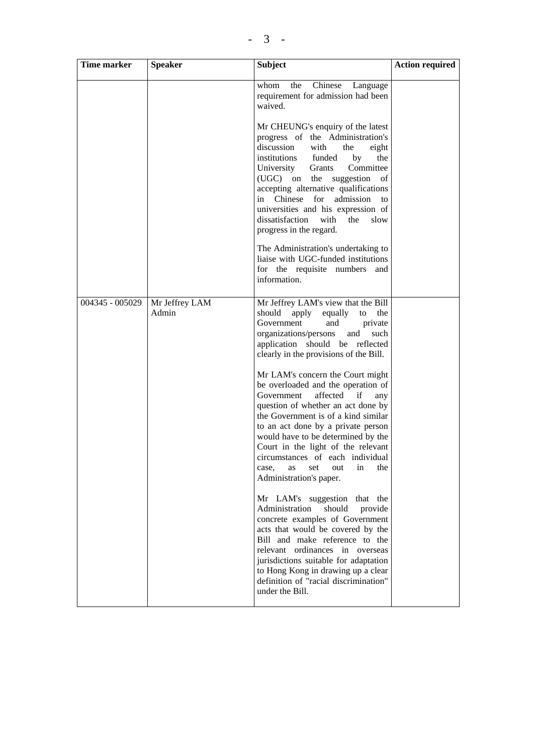| Time marker | Speaker | Subject | Action required |
|---|---|---|---|
| | | whom the Chinese Language requirement for admission had been waived.<br><br>Mr CHEUNG's enquiry of the latest progress of the Administration's discussion with the eight institutions funded by the University Grants Committee (UGC) on the suggestion of accepting alternative qualifications in Chinese for admission to universities and his expression of dissatisfaction with the slow progress in the regard.<br><br>The Administration's undertaking to liaise with UGC-funded institutions for the requisite numbers and information. | |
| 004345 - 005029 | Mr Jeffrey LAM<br>Admin | Mr Jeffrey LAM's view that the Bill should apply equally to the Government and private organizations/persons and such application should be reflected clearly in the provisions of the Bill.<br><br>Mr LAM's concern the Court might be overloaded and the operation of Government affected if any question of whether an act done by the Government is of a kind similar to an act done by a private person would have to be determined by the Court in the light of the relevant circumstances of each individual case, as set out in the Administration's paper.<br><br>Mr LAM's suggestion that the Administration should provide concrete examples of Government acts that would be covered by the Bill and make reference to the relevant ordinances in overseas jurisdictions suitable for adaptation to Hong Kong in drawing up a clear definition of "racial discrimination" under the Bill. | |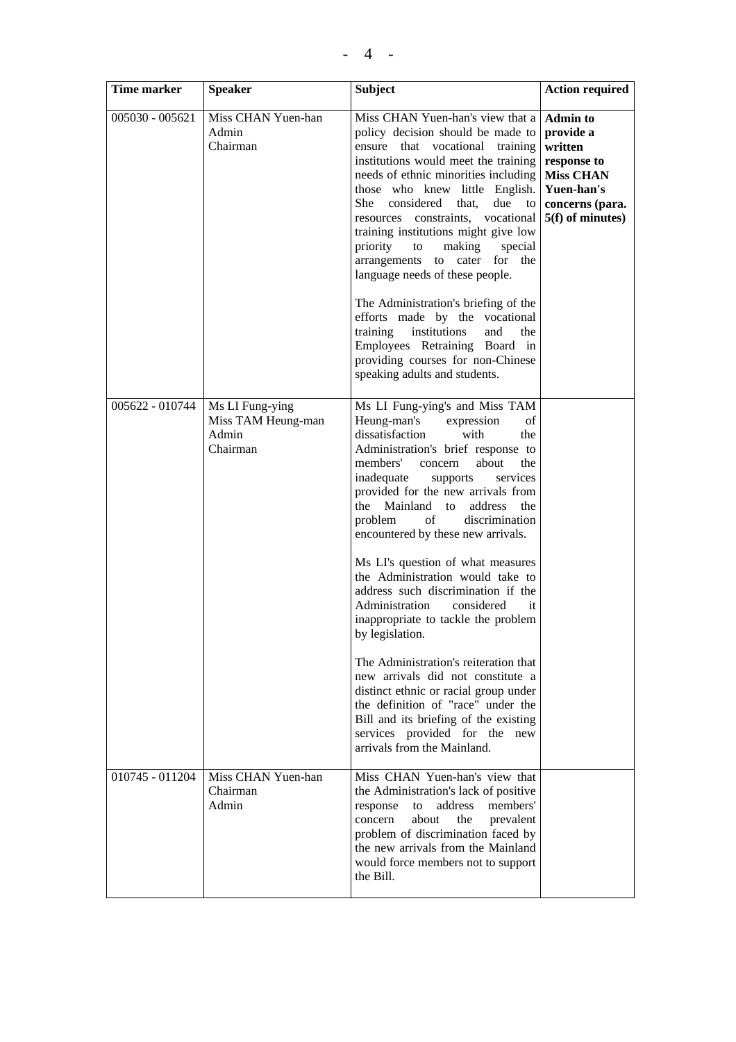| Time marker | Speaker | Subject | Action required |
|---|---|---|---|
| 005030 - 005621 | Miss CHAN Yuen-han<br>Admin<br>Chairman | Miss CHAN Yuen-han's view that a policy decision should be made to ensure that vocational training institutions would meet the training needs of ethnic minorities including those who knew little English. She considered that, due to resources constraints, vocational training institutions might give low priority to making special arrangements to cater for the language needs of these people.<br><br>The Administration's briefing of the efforts made by the vocational training institutions and the Employees Retraining Board in providing courses for non-Chinese speaking adults and students. | **Admin to provide a written response to Miss CHAN Yuen-han's concerns (para. 5(f) of minutes)** |
| 005622 - 010744 | Ms LI Fung-ying<br>Miss TAM Heung-man<br>Admin<br>Chairman | Ms LI Fung-ying's and Miss TAM Heung-man's expression of dissatisfaction with the Administration's brief response to members' concern about the inadequate supports services provided for the new arrivals from the Mainland to address the problem of discrimination encountered by these new arrivals.<br><br>Ms LI's question of what measures the Administration would take to address such discrimination if the Administration considered it inappropriate to tackle the problem by legislation.<br><br>The Administration's reiteration that new arrivals did not constitute a distinct ethnic or racial group under the definition of "race" under the Bill and its briefing of the existing services provided for the new arrivals from the Mainland. | |
| 010745 - 011204 | Miss CHAN Yuen-han<br>Chairman<br>Admin | Miss CHAN Yuen-han's view that the Administration's lack of positive response to address members' concern about the prevalent problem of discrimination faced by the new arrivals from the Mainland would force members not to support the Bill. | |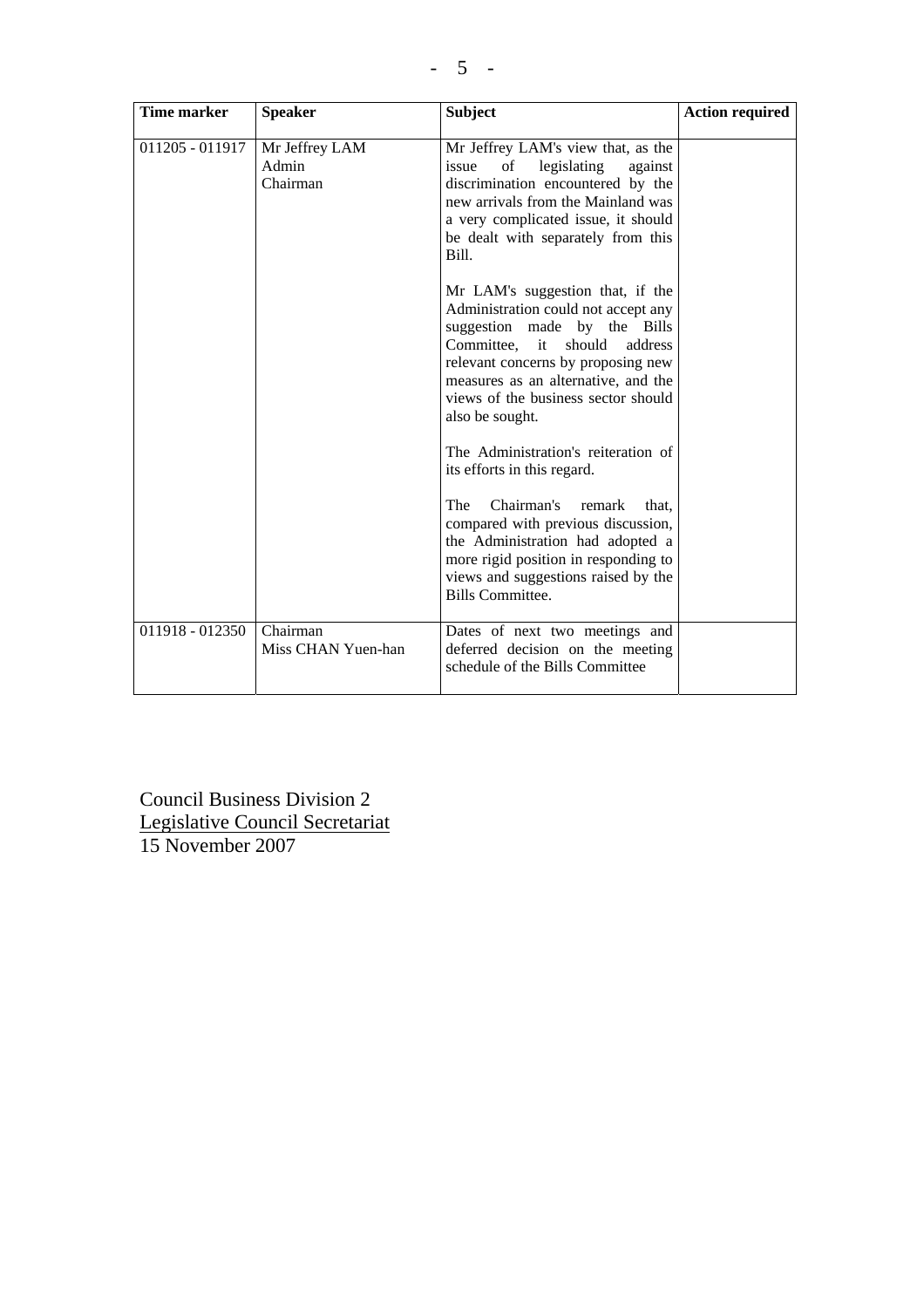| Time marker | Speaker | Subject | Action required |
|---|---|---|---|
| 011205 - 011917 | Mr Jeffrey LAM<br>Admin<br>Chairman | Mr Jeffrey LAM's view that, as the issue of legislating against discrimination encountered by the new arrivals from the Mainland was a very complicated issue, it should be dealt with separately from this Bill.<br><br>Mr LAM's suggestion that, if the Administration could not accept any suggestion made by the Bills Committee, it should address relevant concerns by proposing new measures as an alternative, and the views of the business sector should also be sought.<br><br>The Administration's reiteration of its efforts in this regard.<br><br>The Chairman's remark that, compared with previous discussion, the Administration had adopted a more rigid position in responding to views and suggestions raised by the Bills Committee. | |
| 011918 - 012350 | Chairman<br>Miss CHAN Yuen-han | Dates of next two meetings and deferred decision on the meeting schedule of the Bills Committee | |

Council Business Division 2
Legislative Council Secretariat
15 November 2007